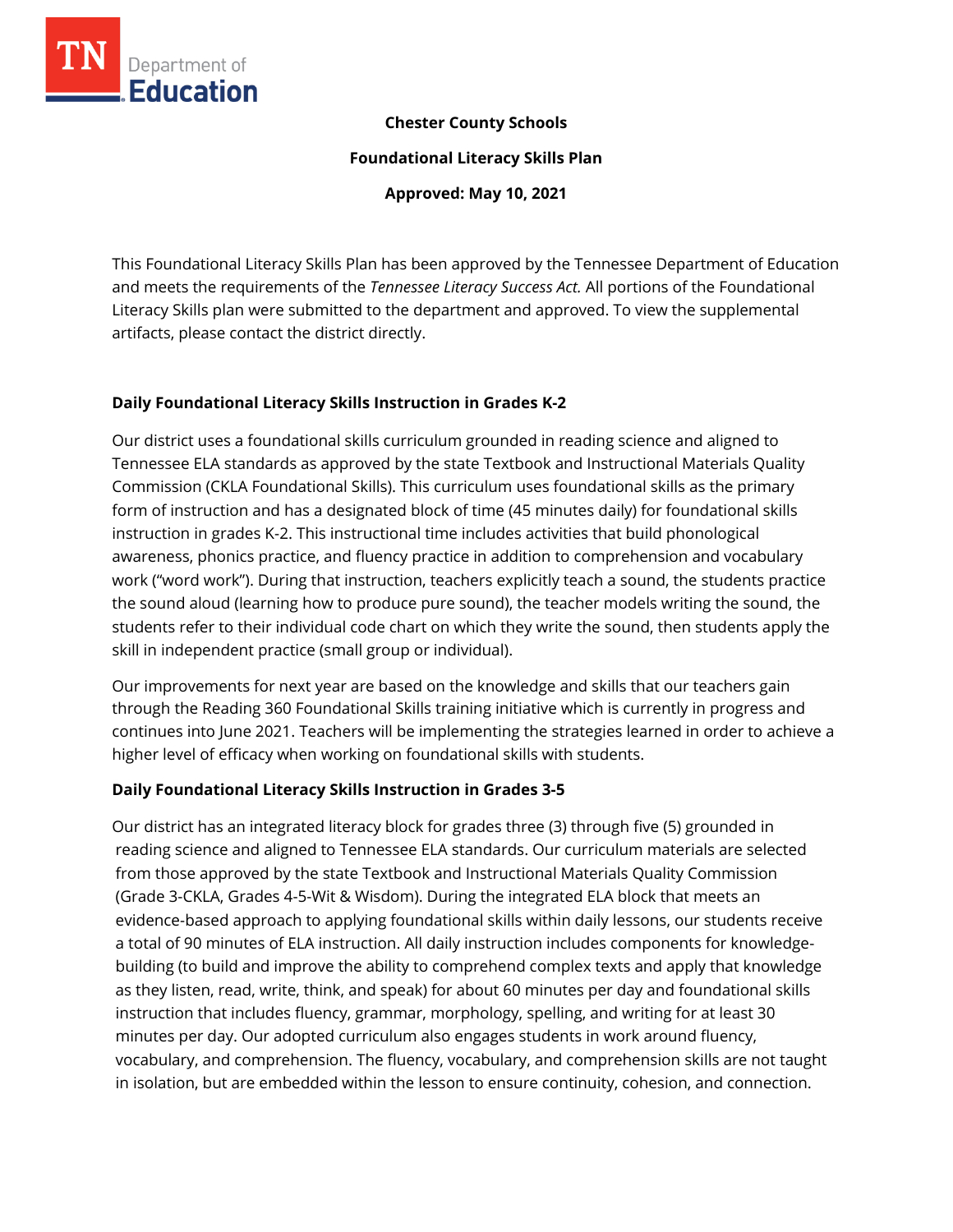**Chester County Schools**

**Foundational Literacy Skills Plan**

**Approved: May 10, 2021**

This Foundational Literacy Skills Plan has been approved by the Tennessee Department of Education and meets the requirements of the *Tennessee Literacy Success Act.* All portions of the Foundational Literacy Skills plan were submitted to the department and approved. To view the supplemental artifacts, please contact the district directly.

## Daily Foundational Literacy Skills Instruction in Grades K-2

Our district uses a foundational skills curriculum grounded in reading science and aligned to Tennessee ELA standards as approved by the state Textbook and Instructional Materials Quality Commission (CKLA Foundational Skills). This curriculum uses foundational skills as the primary form of instruction and has a designated block of time (45 minutes daily) for foundational skills instruction in grades K-2. This instructional time includes activities that build phonological awareness, phonics practice, and fluency practice in addition to comprehension and vocabulary work ("word work"). During that instruction, teachers explicitly teach a sound, the students practice the sound aloud (learning how to produce pure sound), the teacher models writing the sound, the students refer to their individual code chart on which they write the sound, then students apply the skill in independent practice (small group or individual).

Our improvements for next year are based on the knowledge and skills that our teachers gain through the Reading 360 Foundational Skills training initiative which is currently in progress and continues into June 2021. Teachers will be implementing the strategies learned in order to achieve a higher level of efficacy when working on foundational skills with students.

## Daily Foundational Literacy Skills Instruction in Grades 3-5

Our district has an integrated literacy block for grades three (3) through five (5) grounded in reading science and aligned to Tennessee ELA standards. Our curriculum materials are selected from those approved by the state Textbook and Instructional Materials Quality Commission (Grade 3-CKLA, Grades 4-5-Wit & Wisdom). During the integrated ELA block that meets an evidence-based approach to applying foundational skills within daily lessons, our students receive a total of 90 minutes of ELA instruction. All daily instruction includes components for knowledge-building (to build and improve the ability to comprehend complex texts and apply that knowledge as they listen, read, write, think, and speak) for about 60 minutes per day and foundational skills instruction that includes fluency, grammar, morphology, spelling, and writing for at least 30 minutes per day. Our adopted curriculum also engages students in work around fluency, vocabulary, and comprehension. The fluency, vocabulary, and comprehension skills are not taught in isolation, but are embedded within the lesson to ensure continuity, cohesion, and connection.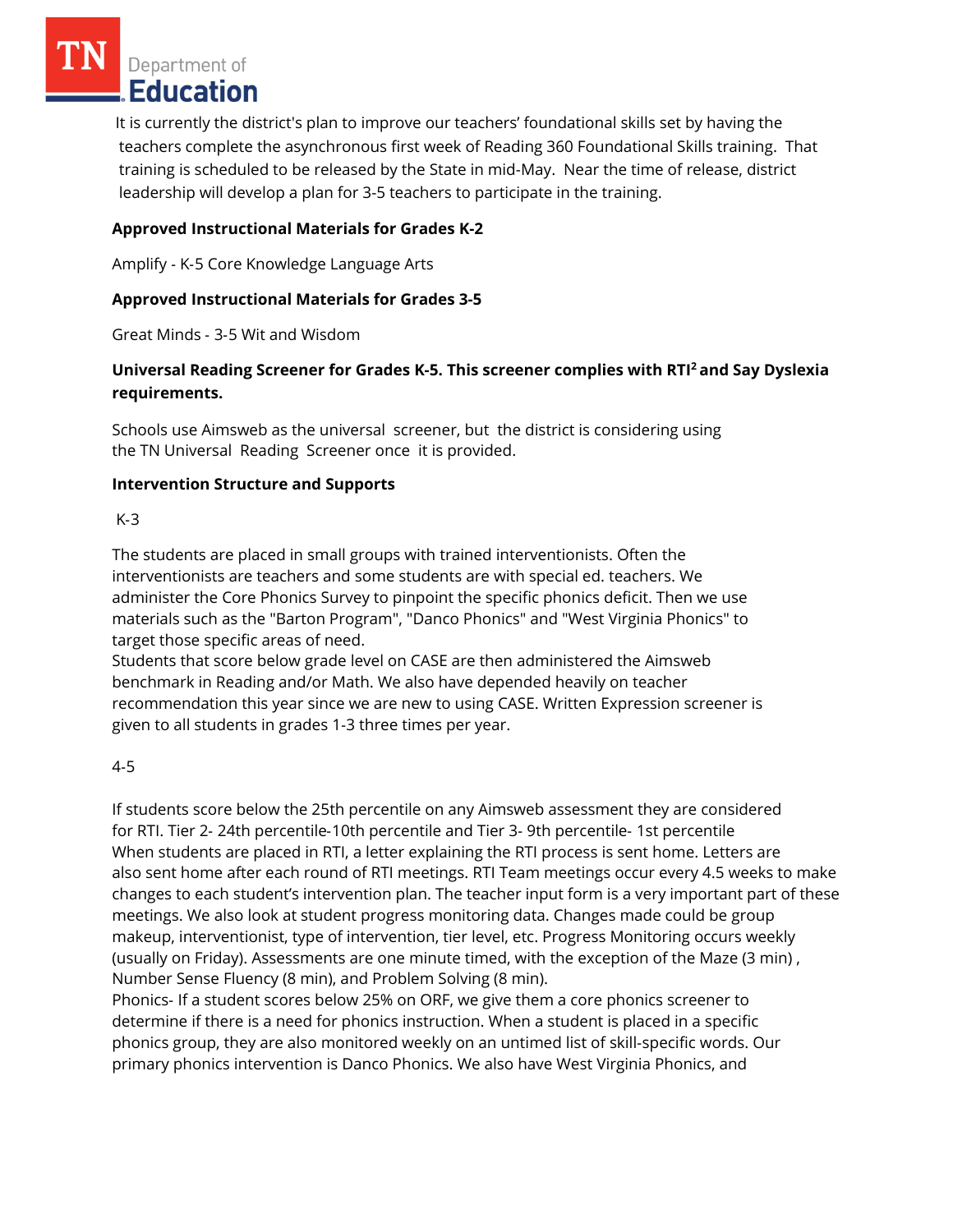It is currently the district's plan to improve our teachers' foundational skills set by having the teachers complete the asynchronous first week of Reading 360 Foundational Skills training. That training is scheduled to be released by the State in mid-May. Near the time of release, district leadership will develop a plan for 3-5 teachers to participate in the training.

**Approved Instructional Materials for Grades K-2**

Amplify - K-5 Core Knowledge Language Arts

**Approved Instructional Materials for Grades 3-5**

Great Minds - 3-5 Wit and Wisdom

**Universal Reading Screener for Grades K-5. This screener complies with RTI² and Say Dyslexia requirements.**

Schools use Aimsweb as the universal screener, but the district is considering using the TN Universal Reading Screener once it is provided.

**Intervention Structure and Supports**

K-3

The students are placed in small groups with trained interventionists. Often the interventionists are teachers and some students are with special ed. teachers. We administer the Core Phonics Survey to pinpoint the specific phonics deficit. Then we use materials such as the "Barton Program", "Danco Phonics" and "West Virginia Phonics" to target those specific areas of need.
Students that score below grade level on CASE are then administered the Aimsweb benchmark in Reading and/or Math. We also have depended heavily on teacher recommendation this year since we are new to using CASE. Written Expression screener is given to all students in grades 1-3 three times per year.

4-5

If students score below the 25th percentile on any Aimsweb assessment they are considered for RTI. Tier 2- 24th percentile-10th percentile and Tier 3- 9th percentile- 1st percentile
When students are placed in RTI, a letter explaining the RTI process is sent home. Letters are also sent home after each round of RTI meetings. RTI Team meetings occur every 4.5 weeks to make changes to each student's intervention plan. The teacher input form is a very important part of these meetings. We also look at student progress monitoring data. Changes made could be group makeup, interventionist, type of intervention, tier level, etc. Progress Monitoring occurs weekly (usually on Friday). Assessments are one minute timed, with the exception of the Maze (3 min) , Number Sense Fluency (8 min), and Problem Solving (8 min).
Phonics- If a student scores below 25% on ORF, we give them a core phonics screener to determine if there is a need for phonics instruction. When a student is placed in a specific phonics group, they are also monitored weekly on an untimed list of skill-specific words. Our primary phonics intervention is Danco Phonics. We also have West Virginia Phonics, and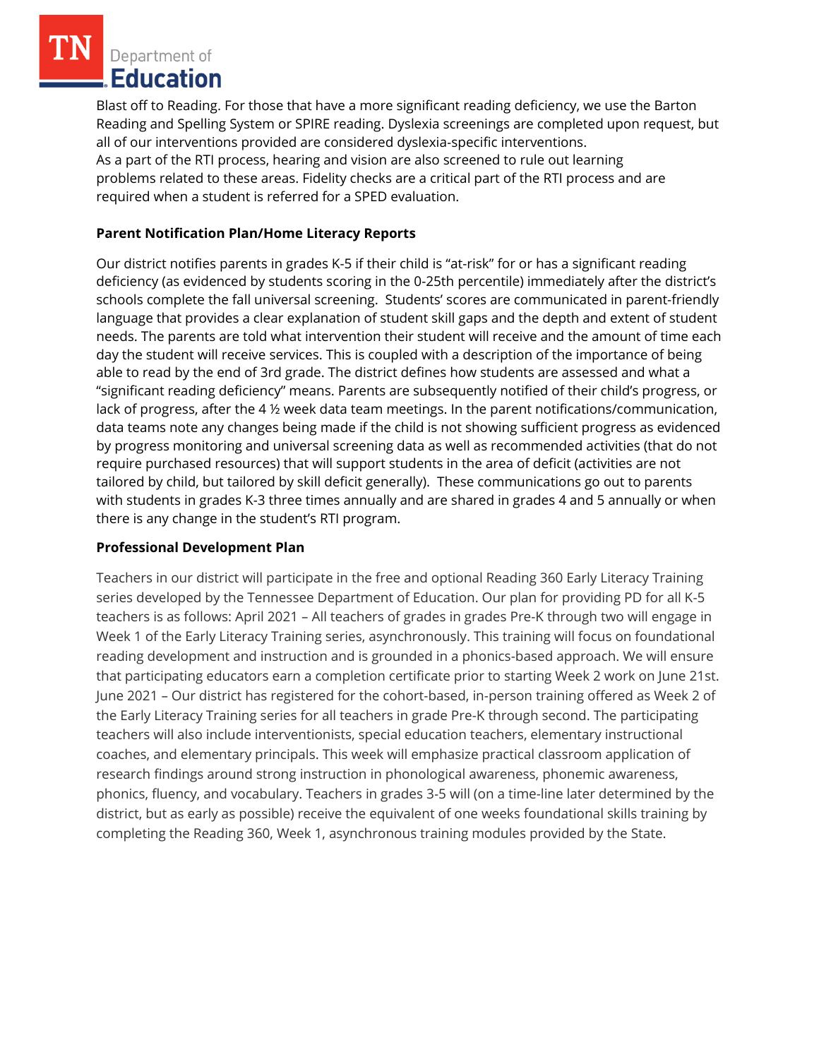Blast off to Reading. For those that have a more significant reading deficiency, we use the Barton Reading and Spelling System or SPIRE reading. Dyslexia screenings are completed upon request, but all of our interventions provided are considered dyslexia-specific interventions.
As a part of the RTI process, hearing and vision are also screened to rule out learning problems related to these areas. Fidelity checks are a critical part of the RTI process and are required when a student is referred for a SPED evaluation.

**Parent Notification Plan/Home Literacy Reports**

Our district notifies parents in grades K-5 if their child is "at-risk" for or has a significant reading deficiency (as evidenced by students scoring in the 0-25th percentile) immediately after the district's schools complete the fall universal screening. Students' scores are communicated in parent-friendly language that provides a clear explanation of student skill gaps and the depth and extent of student needs. The parents are told what intervention their student will receive and the amount of time each day the student will receive services. This is coupled with a description of the importance of being able to read by the end of 3rd grade. The district defines how students are assessed and what a "significant reading deficiency" means. Parents are subsequently notified of their child's progress, or lack of progress, after the 4 ½ week data team meetings. In the parent notifications/communication, data teams note any changes being made if the child is not showing sufficient progress as evidenced by progress monitoring and universal screening data as well as recommended activities (that do not require purchased resources) that will support students in the area of deficit (activities are not tailored by child, but tailored by skill deficit generally). These communications go out to parents with students in grades K-3 three times annually and are shared in grades 4 and 5 annually or when there is any change in the student's RTI program.

**Professional Development Plan**

Teachers in our district will participate in the free and optional Reading 360 Early Literacy Training series developed by the Tennessee Department of Education. Our plan for providing PD for all K-5 teachers is as follows: April 2021 – All teachers of grades in grades Pre-K through two will engage in Week 1 of the Early Literacy Training series, asynchronously. This training will focus on foundational reading development and instruction and is grounded in a phonics-based approach. We will ensure that participating educators earn a completion certificate prior to starting Week 2 work on June 21st. June 2021 – Our district has registered for the cohort-based, in-person training offered as Week 2 of the Early Literacy Training series for all teachers in grade Pre-K through second. The participating teachers will also include interventionists, special education teachers, elementary instructional coaches, and elementary principals. This week will emphasize practical classroom application of research findings around strong instruction in phonological awareness, phonemic awareness, phonics, fluency, and vocabulary. Teachers in grades 3-5 will (on a time-line later determined by the district, but as early as possible) receive the equivalent of one weeks foundational skills training by completing the Reading 360, Week 1, asynchronous training modules provided by the State.